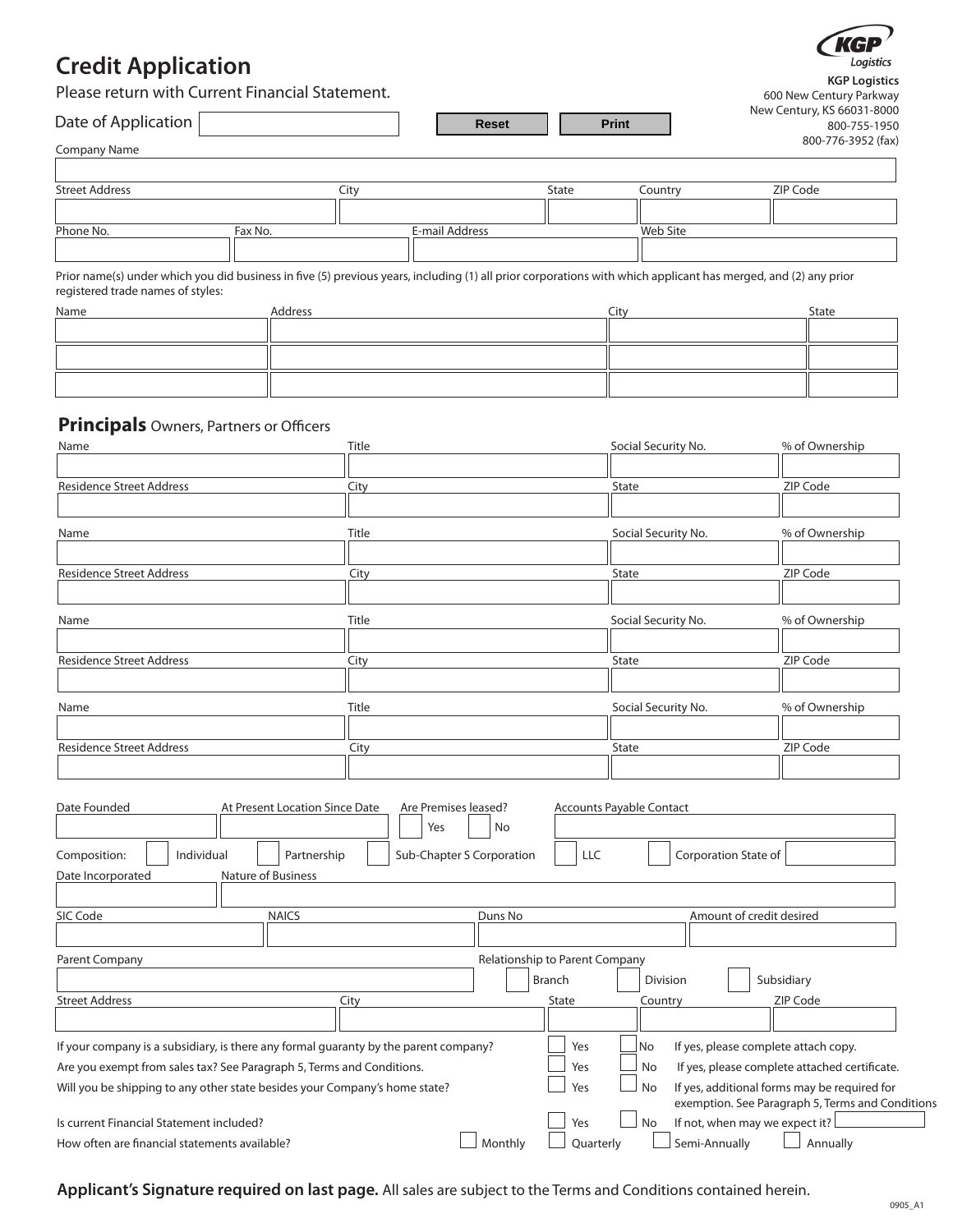# Credit Application

Please return with Current Financial Statement.

**KGP Logistics**
600 New Century Parkway
New Century, KS 66031-8000
800-755-1950
800-776-3952 (fax)

Date of Application ____________ **Reset** **Print**

Company Name

| Street Address | City | State | Country | ZIP Code |
|---|---|---|---|---|
| | | | | |

| Phone No. | Fax No. | E-mail Address | Web Site |
|---|---|---|---|
| | | | |

Prior name(s) under which you did business in five (5) previous years, including (1) all prior corporations with which applicant has merged, and (2) any prior registered trade names of styles:

| Name | Address | City | State |
|---|---|---|---|
| | | | |
| | | | |
| | | | |

## Principals Owners, Partners or Officers

| Name | Title | Social Security No. | % of Ownership |
|---|---|---|---|
| | | | |
| **Residence Street Address** | **City** | **State** | **ZIP Code** |
| | | | |

| Name | Title | Social Security No. | % of Ownership |
|---|---|---|---|
| | | | |
| **Residence Street Address** | **City** | **State** | **ZIP Code** |
| | | | |

| Name | Title | Social Security No. | % of Ownership |
|---|---|---|---|
| | | | |
| **Residence Street Address** | **City** | **State** | **ZIP Code** |
| | | | |

| Name | Title | Social Security No. | % of Ownership |
|---|---|---|---|
| | | | |
| **Residence Street Address** | **City** | **State** | **ZIP Code** |
| | | | |

Date Founded ____ At Present Location Since Date ____ Are Premises leased? ☐ Yes ☐ No Accounts Payable Contact ____

Composition: ☐ Individual ☐ Partnership ☐ Sub-Chapter S Corporation ☐ LLC ☐ Corporation State of ____

Date Incorporated ____ Nature of Business ____

SIC Code ____ NAICS ____ Duns No ____ Amount of credit desired ____

Parent Company ____ Relationship to Parent Company ☐ Branch ☐ Division ☐ Subsidiary

| Street Address | City | State | Country | ZIP Code |
|---|---|---|---|---|
| | | | | |

If your company is a subsidiary, is there any formal guaranty by the parent company? ☐ Yes ☐ No If yes, please complete attach copy.

Are you exempt from sales tax? See Paragraph 5, Terms and Conditions. ☐ Yes ☐ No If yes, please complete attached certificate.

Will you be shipping to any other state besides your Company's home state? ☐ Yes ☐ No If yes, additional forms may be required for exemption. See Paragraph 5, Terms and Conditions

Is current Financial Statement included? ☐ Yes ☐ No If not, when may we expect it? ____

How often are financial statements available? ☐ Monthly ☐ Quarterly ☐ Semi-Annually ☐ Annually

**Applicant's Signature required on last page.** All sales are subject to the Terms and Conditions contained herein.

0905_A1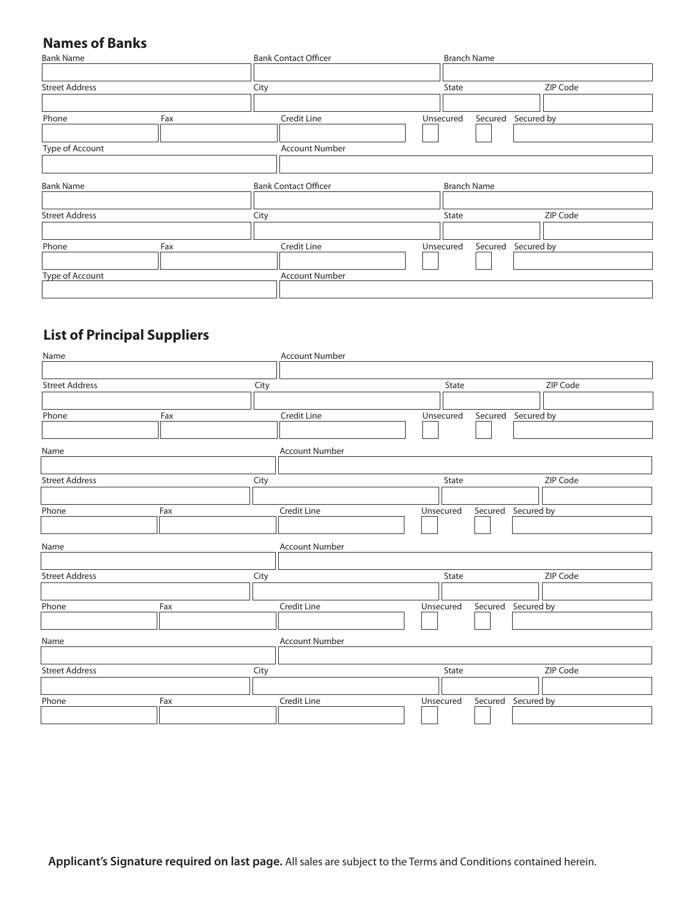## Names of Banks

Bank Name | Bank Contact Officer | Branch Name

Street Address | City | State | ZIP Code

Phone | Fax | Credit Line | Unsecured ☐ | Secured ☐ | Secured by

Type of Account | Account Number

Bank Name | Bank Contact Officer | Branch Name

Street Address | City | State | ZIP Code

Phone | Fax | Credit Line | Unsecured ☐ | Secured ☐ | Secured by

Type of Account | Account Number

## List of Principal Suppliers

Name | Account Number

Street Address | City | State | ZIP Code

Phone | Fax | Credit Line | Unsecured ☐ | Secured ☐ | Secured by

Name | Account Number

Street Address | City | State | ZIP Code

Phone | Fax | Credit Line | Unsecured ☐ | Secured ☐ | Secured by

Name | Account Number

Street Address | City | State | ZIP Code

Phone | Fax | Credit Line | Unsecured ☐ | Secured ☐ | Secured by

Name | Account Number

Street Address | City | State | ZIP Code

Phone | Fax | Credit Line | Unsecured ☐ | Secured ☐ | Secured by

**Applicant's Signature required on last page.** All sales are subject to the Terms and Conditions contained herein.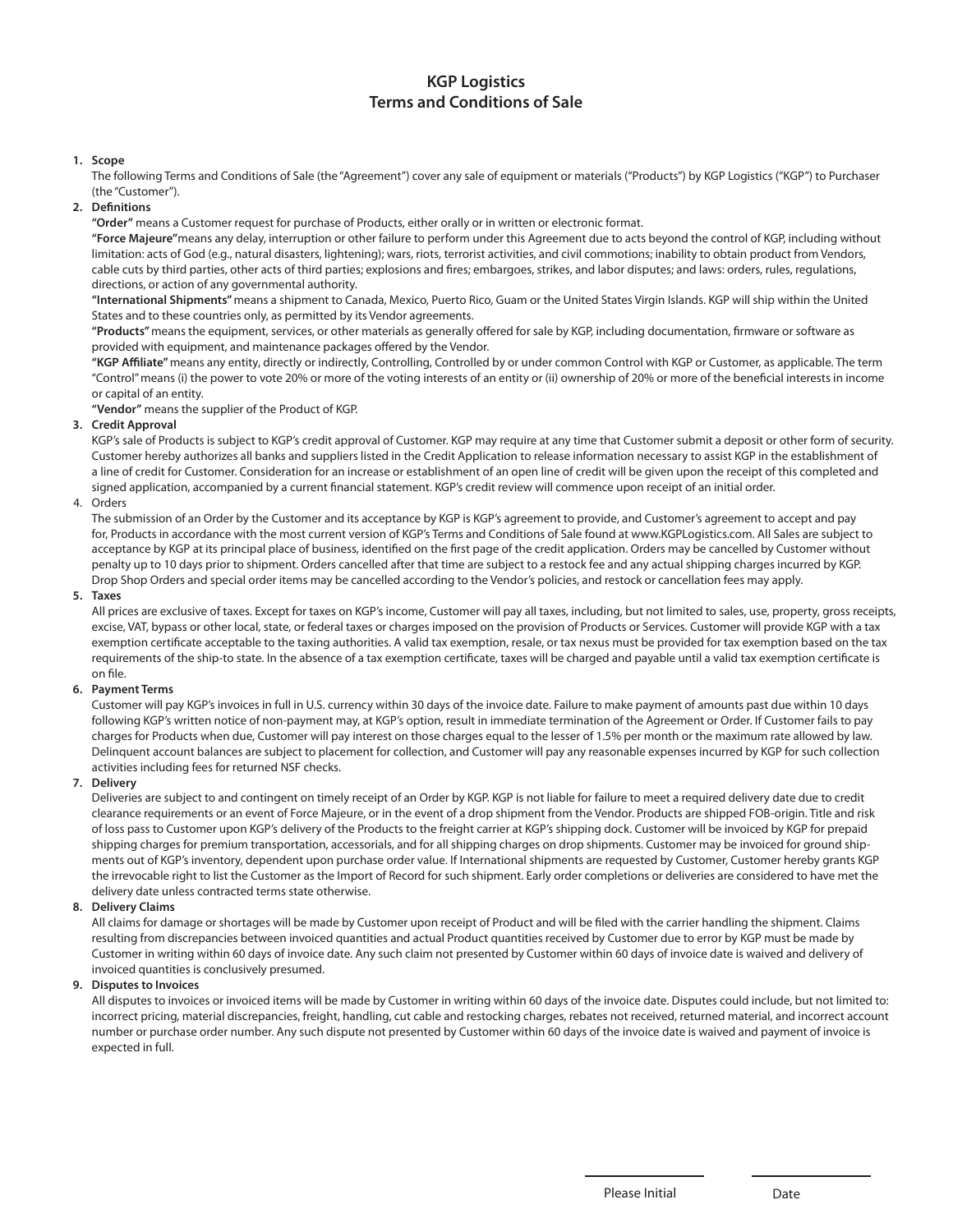# KGP Logistics
# Terms and Conditions of Sale

**1. Scope**

The following Terms and Conditions of Sale (the "Agreement") cover any sale of equipment or materials ("Products") by KGP Logistics ("KGP") to Purchaser (the "Customer").

**2. Definitions**

**"Order"** means a Customer request for purchase of Products, either orally or in written or electronic format.

**"Force Majeure"**means any delay, interruption or other failure to perform under this Agreement due to acts beyond the control of KGP, including without limitation: acts of God (e.g., natural disasters, lightening); wars, riots, terrorist activities, and civil commotions; inability to obtain product from Vendors, cable cuts by third parties, other acts of third parties; explosions and fires; embargoes, strikes, and labor disputes; and laws: orders, rules, regulations, directions, or action of any governmental authority.

**"International Shipments"** means a shipment to Canada, Mexico, Puerto Rico, Guam or the United States Virgin Islands. KGP will ship within the United States and to these countries only, as permitted by its Vendor agreements.

**"Products"** means the equipment, services, or other materials as generally offered for sale by KGP, including documentation, firmware or software as provided with equipment, and maintenance packages offered by the Vendor.

**"KGP Affiliate"** means any entity, directly or indirectly, Controlling, Controlled by or under common Control with KGP or Customer, as applicable. The term "Control" means (i) the power to vote 20% or more of the voting interests of an entity or (ii) ownership of 20% or more of the beneficial interests in income or capital of an entity.

**"Vendor"** means the supplier of the Product of KGP.

**3. Credit Approval**

KGP's sale of Products is subject to KGP's credit approval of Customer. KGP may require at any time that Customer submit a deposit or other form of security. Customer hereby authorizes all banks and suppliers listed in the Credit Application to release information necessary to assist KGP in the establishment of a line of credit for Customer. Consideration for an increase or establishment of an open line of credit will be given upon the receipt of this completed and signed application, accompanied by a current financial statement. KGP's credit review will commence upon receipt of an initial order.

4. Orders

The submission of an Order by the Customer and its acceptance by KGP is KGP's agreement to provide, and Customer's agreement to accept and pay for, Products in accordance with the most current version of KGP's Terms and Conditions of Sale found at www.KGPLogistics.com. All Sales are subject to acceptance by KGP at its principal place of business, identified on the first page of the credit application. Orders may be cancelled by Customer without penalty up to 10 days prior to shipment. Orders cancelled after that time are subject to a restock fee and any actual shipping charges incurred by KGP. Drop Shop Orders and special order items may be cancelled according to the Vendor's policies, and restock or cancellation fees may apply.

**5. Taxes**

All prices are exclusive of taxes. Except for taxes on KGP's income, Customer will pay all taxes, including, but not limited to sales, use, property, gross receipts, excise, VAT, bypass or other local, state, or federal taxes or charges imposed on the provision of Products or Services. Customer will provide KGP with a tax exemption certificate acceptable to the taxing authorities. A valid tax exemption, resale, or tax nexus must be provided for tax exemption based on the tax requirements of the ship-to state. In the absence of a tax exemption certificate, taxes will be charged and payable until a valid tax exemption certificate is on file.

**6. Payment Terms**

Customer will pay KGP's invoices in full in U.S. currency within 30 days of the invoice date. Failure to make payment of amounts past due within 10 days following KGP's written notice of non-payment may, at KGP's option, result in immediate termination of the Agreement or Order. If Customer fails to pay charges for Products when due, Customer will pay interest on those charges equal to the lesser of 1.5% per month or the maximum rate allowed by law. Delinquent account balances are subject to placement for collection, and Customer will pay any reasonable expenses incurred by KGP for such collection activities including fees for returned NSF checks.

**7. Delivery**

Deliveries are subject to and contingent on timely receipt of an Order by KGP. KGP is not liable for failure to meet a required delivery date due to credit clearance requirements or an event of Force Majeure, or in the event of a drop shipment from the Vendor. Products are shipped FOB-origin. Title and risk of loss pass to Customer upon KGP's delivery of the Products to the freight carrier at KGP's shipping dock. Customer will be invoiced by KGP for prepaid shipping charges for premium transportation, accessorials, and for all shipping charges on drop shipments. Customer may be invoiced for ground shipments out of KGP's inventory, dependent upon purchase order value. If International shipments are requested by Customer, Customer hereby grants KGP the irrevocable right to list the Customer as the Import of Record for such shipment. Early order completions or deliveries are considered to have met the delivery date unless contracted terms state otherwise.

**8. Delivery Claims**

All claims for damage or shortages will be made by Customer upon receipt of Product and will be filed with the carrier handling the shipment. Claims resulting from discrepancies between invoiced quantities and actual Product quantities received by Customer due to error by KGP must be made by Customer in writing within 60 days of invoice date. Any such claim not presented by Customer within 60 days of invoice date is waived and delivery of invoiced quantities is conclusively presumed.

**9. Disputes to Invoices**

All disputes to invoices or invoiced items will be made by Customer in writing within 60 days of the invoice date. Disputes could include, but not limited to: incorrect pricing, material discrepancies, freight, handling, cut cable and restocking charges, rebates not received, returned material, and incorrect account number or purchase order number. Any such dispute not presented by Customer within 60 days of the invoice date is waived and payment of invoice is expected in full.

Please Initial ____________ Date ____________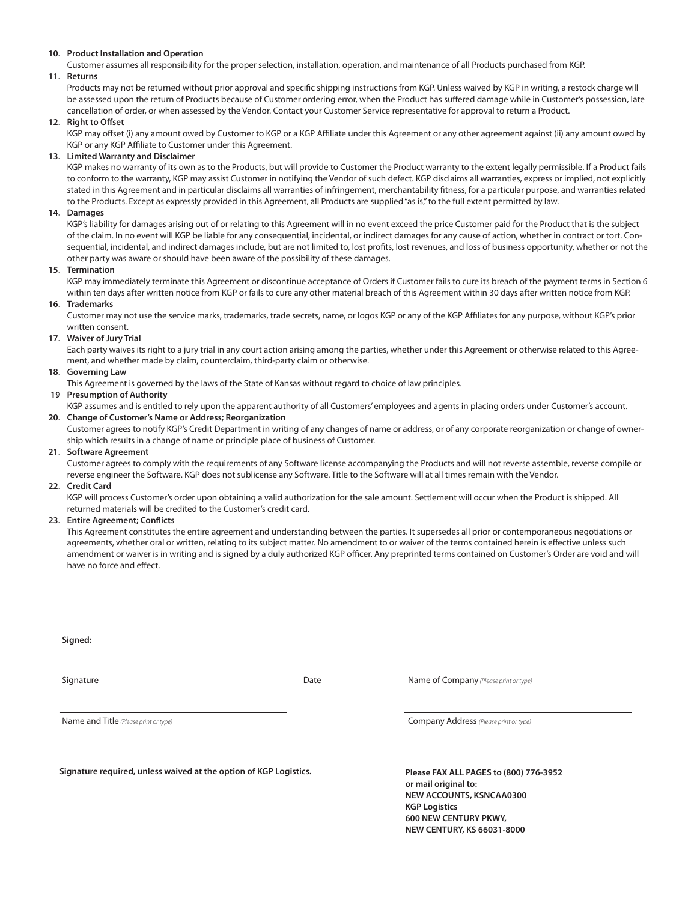**10. Product Installation and Operation**

Customer assumes all responsibility for the proper selection, installation, operation, and maintenance of all Products purchased from KGP.

**11. Returns**

Products may not be returned without prior approval and specific shipping instructions from KGP. Unless waived by KGP in writing, a restock charge will be assessed upon the return of Products because of Customer ordering error, when the Product has suffered damage while in Customer's possession, late cancellation of order, or when assessed by the Vendor. Contact your Customer Service representative for approval to return a Product.

**12. Right to Offset**

KGP may offset (i) any amount owed by Customer to KGP or a KGP Affiliate under this Agreement or any other agreement against (ii) any amount owed by KGP or any KGP Affiliate to Customer under this Agreement.

**13. Limited Warranty and Disclaimer**

KGP makes no warranty of its own as to the Products, but will provide to Customer the Product warranty to the extent legally permissible. If a Product fails to conform to the warranty, KGP may assist Customer in notifying the Vendor of such defect. KGP disclaims all warranties, express or implied, not explicitly stated in this Agreement and in particular disclaims all warranties of infringement, merchantability fitness, for a particular purpose, and warranties related to the Products. Except as expressly provided in this Agreement, all Products are supplied "as is," to the full extent permitted by law.

**14. Damages**

KGP's liability for damages arising out of or relating to this Agreement will in no event exceed the price Customer paid for the Product that is the subject of the claim. In no event will KGP be liable for any consequential, incidental, or indirect damages for any cause of action, whether in contract or tort. Consequential, incidental, and indirect damages include, but are not limited to, lost profits, lost revenues, and loss of business opportunity, whether or not the other party was aware or should have been aware of the possibility of these damages.

**15. Termination**

KGP may immediately terminate this Agreement or discontinue acceptance of Orders if Customer fails to cure its breach of the payment terms in Section 6 within ten days after written notice from KGP or fails to cure any other material breach of this Agreement within 30 days after written notice from KGP.

**16. Trademarks**

Customer may not use the service marks, trademarks, trade secrets, name, or logos KGP or any of the KGP Affiliates for any purpose, without KGP's prior written consent.

**17. Waiver of Jury Trial**

Each party waives its right to a jury trial in any court action arising among the parties, whether under this Agreement or otherwise related to this Agreement, and whether made by claim, counterclaim, third-party claim or otherwise.

**18. Governing Law**

This Agreement is governed by the laws of the State of Kansas without regard to choice of law principles.

**19 Presumption of Authority**

KGP assumes and is entitled to rely upon the apparent authority of all Customers' employees and agents in placing orders under Customer's account.

**20. Change of Customer's Name or Address; Reorganization**

Customer agrees to notify KGP's Credit Department in writing of any changes of name or address, or of any corporate reorganization or change of ownership which results in a change of name or principle place of business of Customer.

**21. Software Agreement**

Customer agrees to comply with the requirements of any Software license accompanying the Products and will not reverse assemble, reverse compile or reverse engineer the Software. KGP does not sublicense any Software. Title to the Software will at all times remain with the Vendor.

**22. Credit Card**

KGP will process Customer's order upon obtaining a valid authorization for the sale amount. Settlement will occur when the Product is shipped. All returned materials will be credited to the Customer's credit card.

**23. Entire Agreement; Conflicts**

This Agreement constitutes the entire agreement and understanding between the parties. It supersedes all prior or contemporaneous negotiations or agreements, whether oral or written, relating to its subject matter. No amendment to or waiver of the terms contained herein is effective unless such amendment or waiver is in writing and is signed by a duly authorized KGP officer. Any preprinted terms contained on Customer's Order are void and will have no force and effect.

**Signed:**

_______________________________ Signature

__________ Date

_______________________________ Name of Company *(Please print or type)*

_______________________________ Name and Title *(Please print or type)*

_______________________________ Company Address *(Please print or type)*

**Signature required, unless waived at the option of KGP Logistics.**

**Please FAX ALL PAGES to (800) 776-3952**
**or mail original to:**
**NEW ACCOUNTS, KSNCAA0300**
**KGP Logistics**
**600 NEW CENTURY PKWY,**
**NEW CENTURY, KS 66031-8000**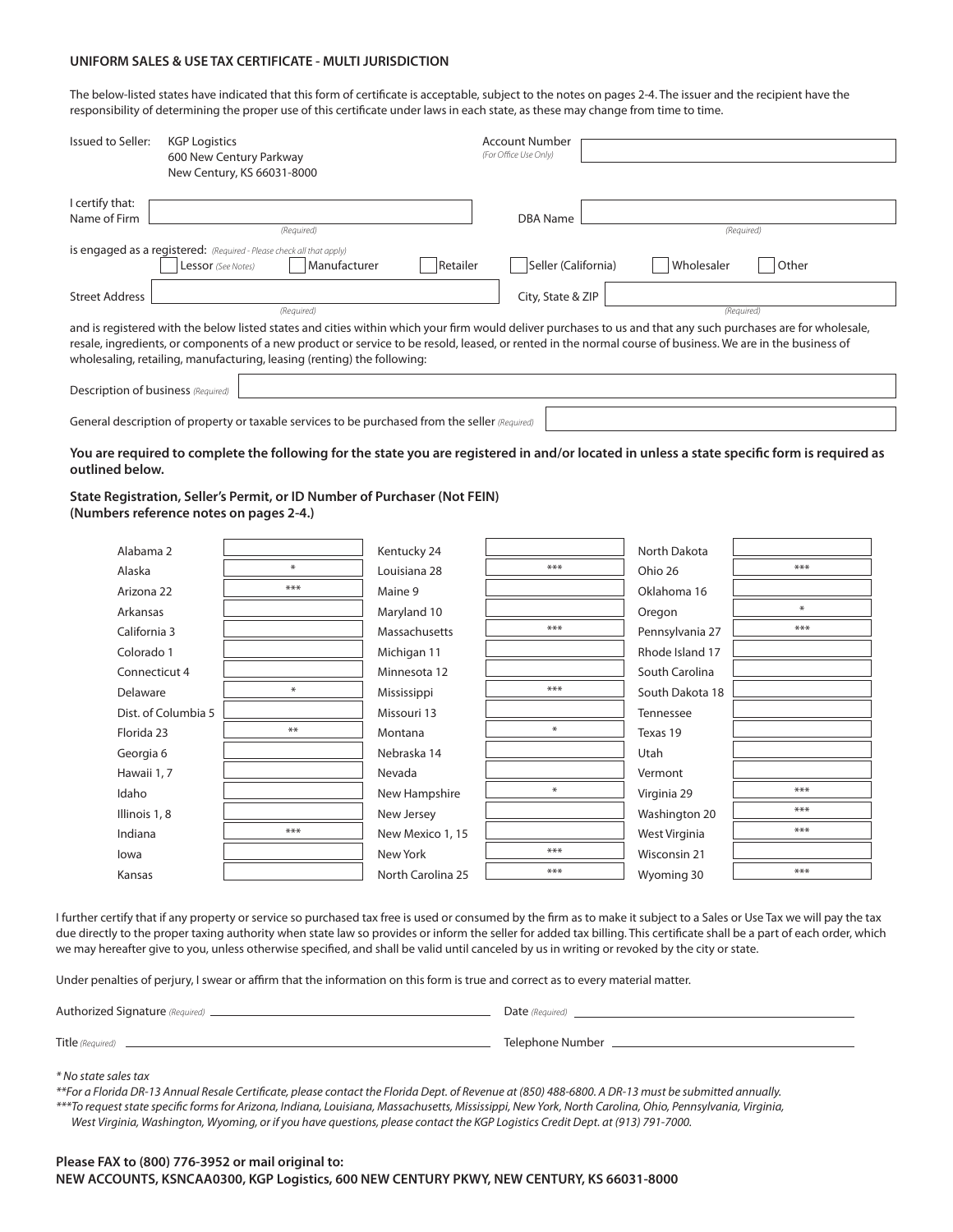**UNIFORM SALES & USE TAX CERTIFICATE - MULTI JURISDICTION**

The below-listed states have indicated that this form of certificate is acceptable, subject to the notes on pages 2-4. The issuer and the recipient have the responsibility of determining the proper use of this certificate under laws in each state, as these may change from time to time.

Issued to Seller: KGP Logistics
600 New Century Parkway
New Century, KS 66031-8000

Account Number *(For Office Use Only)* ____________________

I certify that:
Name of Firm ____________________ *(Required)*  DBA Name ____________________ *(Required)*

is engaged as a registered: *(Required - Please check all that apply)*
☐ Lessor *(See Notes)* ☐ Manufacturer ☐ Retailer ☐ Seller (California) ☐ Wholesaler ☐ Other

Street Address ____________________ *(Required)*  City, State & ZIP ____________________ *(Required)*

and is registered with the below listed states and cities within which your firm would deliver purchases to us and that any such purchases are for wholesale, resale, ingredients, or components of a new product or service to be resold, leased, or rented in the normal course of business. We are in the business of wholesaling, retailing, manufacturing, leasing (renting) the following:

Description of business *(Required)* ____________________

General description of property or taxable services to be purchased from the seller *(Required)* ____________________

**You are required to complete the following for the state you are registered in and/or located in unless a state specific form is required as outlined below.**

**State Registration, Seller's Permit, or ID Number of Purchaser (Not FEIN)**
**(Numbers reference notes on pages 2-4.)**

| State | Number | State | Number | State | Number |
|---|---|---|---|---|---|
| Alabama 2 | | Kentucky 24 | | North Dakota | |
| Alaska | * | Louisiana 28 | *** | Ohio 26 | *** |
| Arizona 22 | *** | Maine 9 | | Oklahoma 16 | |
| Arkansas | | Maryland 10 | | Oregon | * |
| California 3 | | Massachusetts | *** | Pennsylvania 27 | *** |
| Colorado 1 | | Michigan 11 | | Rhode Island 17 | |
| Connecticut 4 | | Minnesota 12 | | South Carolina | |
| Delaware | * | Mississippi | *** | South Dakota 18 | |
| Dist. of Columbia 5 | | Missouri 13 | | Tennessee | |
| Florida 23 | ** | Montana | * | Texas 19 | |
| Georgia 6 | | Nebraska 14 | | Utah | |
| Hawaii 1, 7 | | Nevada | | Vermont | |
| Idaho | | New Hampshire | * | Virginia 29 | *** |
| Illinois 1, 8 | | New Jersey | | Washington 20 | *** |
| Indiana | *** | New Mexico 1, 15 | | West Virginia | *** |
| Iowa | | New York | *** | Wisconsin 21 | |
| Kansas | | North Carolina 25 | *** | Wyoming 30 | *** |

I further certify that if any property or service so purchased tax free is used or consumed by the firm as to make it subject to a Sales or Use Tax we will pay the tax due directly to the proper taxing authority when state law so provides or inform the seller for added tax billing. This certificate shall be a part of each order, which we may hereafter give to you, unless otherwise specified, and shall be valid until canceled by us in writing or revoked by the city or state.

Under penalties of perjury, I swear or affirm that the information on this form is true and correct as to every material matter.

Authorized Signature *(Required)* ____________________  Date *(Required)* ____________________

Title *(Required)* ____________________  Telephone Number ____________________

*\* No state sales tax*

*\*\*For a Florida DR-13 Annual Resale Certificate, please contact the Florida Dept. of Revenue at (850) 488-6800. A DR-13 must be submitted annually.*

*\*\*\*To request state specific forms for Arizona, Indiana, Louisiana, Massachusetts, Mississippi, New York, North Carolina, Ohio, Pennsylvania, Virginia, West Virginia, Washington, Wyoming, or if you have questions, please contact the KGP Logistics Credit Dept. at (913) 791-7000.*

**Please FAX to (800) 776-3952 or mail original to:**
**NEW ACCOUNTS, KSNCAA0300, KGP Logistics, 600 NEW CENTURY PKWY, NEW CENTURY, KS 66031-8000**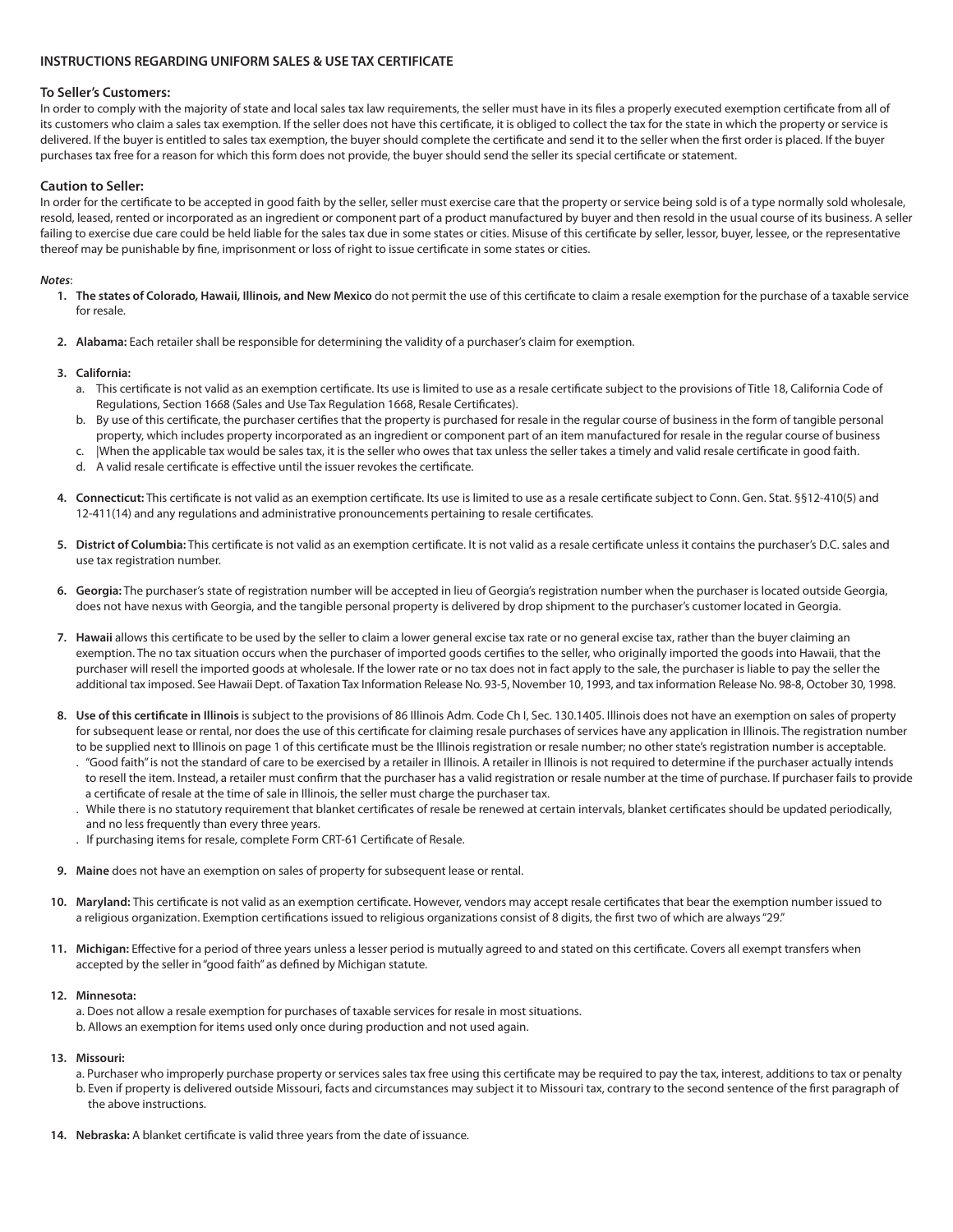## INSTRUCTIONS REGARDING UNIFORM SALES & USE TAX CERTIFICATE

### To Seller's Customers:

In order to comply with the majority of state and local sales tax law requirements, the seller must have in its files a properly executed exemption certificate from all of its customers who claim a sales tax exemption. If the seller does not have this certificate, it is obliged to collect the tax for the state in which the property or service is delivered. If the buyer is entitled to sales tax exemption, the buyer should complete the certificate and send it to the seller when the first order is placed. If the buyer purchases tax free for a reason for which this form does not provide, the buyer should send the seller its special certificate or statement.

### Caution to Seller:

In order for the certificate to be accepted in good faith by the seller, seller must exercise care that the property or service being sold is of a type normally sold wholesale, resold, leased, rented or incorporated as an ingredient or component part of a product manufactured by buyer and then resold in the usual course of its business. A seller failing to exercise due care could be held liable for the sales tax due in some states or cities. Misuse of this certificate by seller, lessor, buyer, lessee, or the representative thereof may be punishable by fine, imprisonment or loss of right to issue certificate in some states or cities.

***Notes***:

1. **The states of Colorado, Hawaii, Illinois, and New Mexico** do not permit the use of this certificate to claim a resale exemption for the purchase of a taxable service for resale.

2. **Alabama:** Each retailer shall be responsible for determining the validity of a purchaser's claim for exemption.

3. **California:**
   a. This certificate is not valid as an exemption certificate. Its use is limited to use as a resale certificate subject to the provisions of Title 18, California Code of Regulations, Section 1668 (Sales and Use Tax Regulation 1668, Resale Certificates).
   b. By use of this certificate, the purchaser certifies that the property is purchased for resale in the regular course of business in the form of tangible personal property, which includes property incorporated as an ingredient or component part of an item manufactured for resale in the regular course of business
   c. |When the applicable tax would be sales tax, it is the seller who owes that tax unless the seller takes a timely and valid resale certificate in good faith.
   d. A valid resale certificate is effective until the issuer revokes the certificate.

4. **Connecticut:** This certificate is not valid as an exemption certificate. Its use is limited to use as a resale certificate subject to Conn. Gen. Stat. §§12-410(5) and 12-411(14) and any regulations and administrative pronouncements pertaining to resale certificates.

5. **District of Columbia:** This certificate is not valid as an exemption certificate. It is not valid as a resale certificate unless it contains the purchaser's D.C. sales and use tax registration number.

6. **Georgia:** The purchaser's state of registration number will be accepted in lieu of Georgia's registration number when the purchaser is located outside Georgia, does not have nexus with Georgia, and the tangible personal property is delivered by drop shipment to the purchaser's customer located in Georgia.

7. **Hawaii** allows this certificate to be used by the seller to claim a lower general excise tax rate or no general excise tax, rather than the buyer claiming an exemption. The no tax situation occurs when the purchaser of imported goods certifies to the seller, who originally imported the goods into Hawaii, that the purchaser will resell the imported goods at wholesale. If the lower rate or no tax does not in fact apply to the sale, the purchaser is liable to pay the seller the additional tax imposed. See Hawaii Dept. of Taxation Tax Information Release No. 93-5, November 10, 1993, and tax information Release No. 98-8, October 30, 1998.

8. **Use of this certificate in Illinois** is subject to the provisions of 86 Illinois Adm. Code Ch I, Sec. 130.1405. Illinois does not have an exemption on sales of property for subsequent lease or rental, nor does the use of this certificate for claiming resale purchases of services have any application in Illinois. The registration number to be supplied next to Illinois on page 1 of this certificate must be the Illinois registration or resale number; no other state's registration number is acceptable.
   . "Good faith" is not the standard of care to be exercised by a retailer in Illinois. A retailer in Illinois is not required to determine if the purchaser actually intends to resell the item. Instead, a retailer must confirm that the purchaser has a valid registration or resale number at the time of purchase. If purchaser fails to provide a certificate of resale at the time of sale in Illinois, the seller must charge the purchaser tax.
   . While there is no statutory requirement that blanket certificates of resale be renewed at certain intervals, blanket certificates should be updated periodically, and no less frequently than every three years.
   . If purchasing items for resale, complete Form CRT-61 Certificate of Resale.

9. **Maine** does not have an exemption on sales of property for subsequent lease or rental.

10. **Maryland:** This certificate is not valid as an exemption certificate. However, vendors may accept resale certificates that bear the exemption number issued to a religious organization. Exemption certifications issued to religious organizations consist of 8 digits, the first two of which are always "29."

11. **Michigan:** Effective for a period of three years unless a lesser period is mutually agreed to and stated on this certificate. Covers all exempt transfers when accepted by the seller in "good faith" as defined by Michigan statute.

12. **Minnesota:**
    a. Does not allow a resale exemption for purchases of taxable services for resale in most situations.
    b. Allows an exemption for items used only once during production and not used again.

13. **Missouri:**
    a. Purchaser who improperly purchase property or services sales tax free using this certificate may be required to pay the tax, interest, additions to tax or penalty
    b. Even if property is delivered outside Missouri, facts and circumstances may subject it to Missouri tax, contrary to the second sentence of the first paragraph of the above instructions.

14. **Nebraska:** A blanket certificate is valid three years from the date of issuance.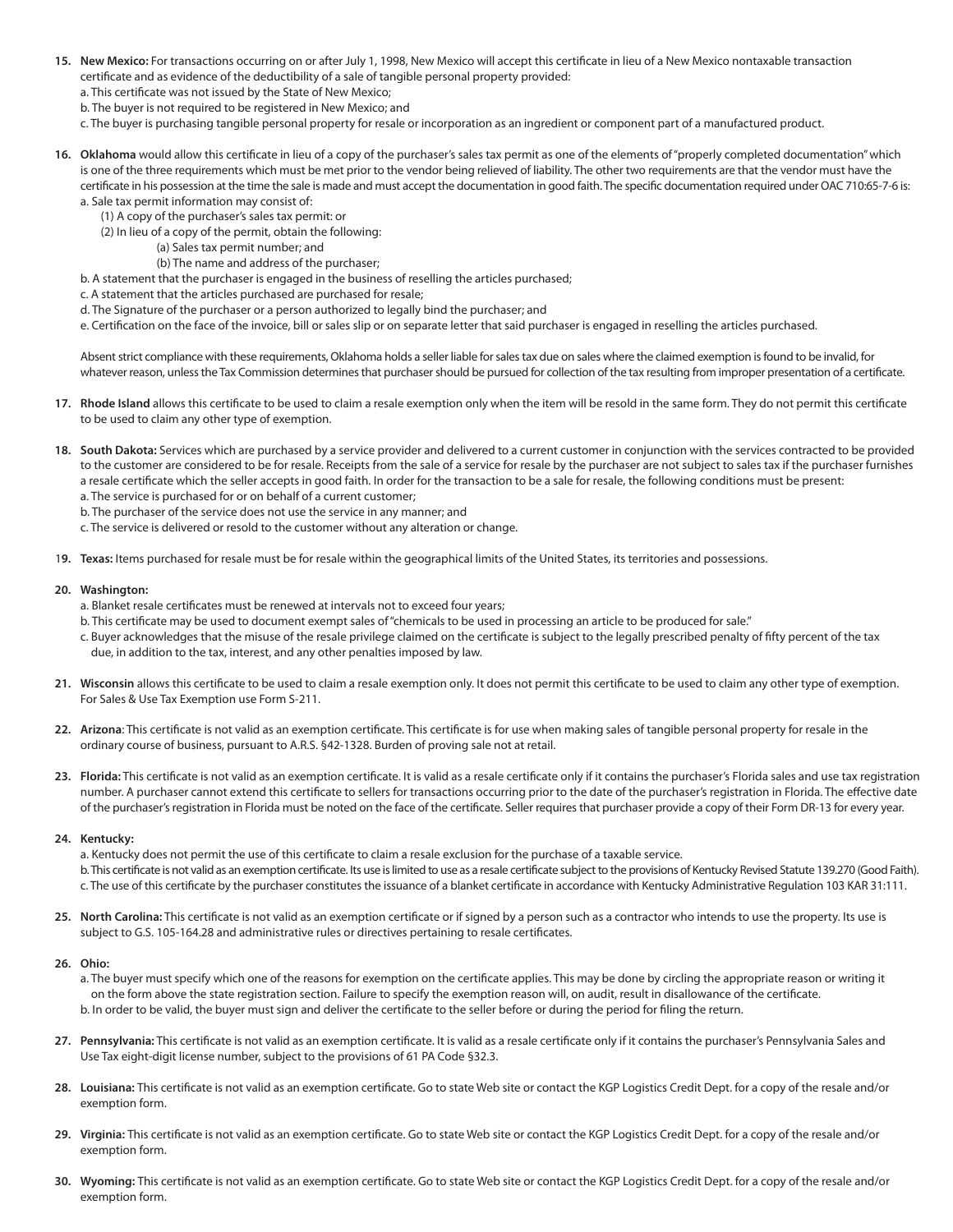15. **New Mexico:** For transactions occurring on or after July 1, 1998, New Mexico will accept this certificate in lieu of a New Mexico nontaxable transaction certificate and as evidence of the deductibility of a sale of tangible personal property provided:
    a. This certificate was not issued by the State of New Mexico;
    b. The buyer is not required to be registered in New Mexico; and
    c. The buyer is purchasing tangible personal property for resale or incorporation as an ingredient or component part of a manufactured product.

16. **Oklahoma** would allow this certificate in lieu of a copy of the purchaser's sales tax permit as one of the elements of "properly completed documentation" which is one of the three requirements which must be met prior to the vendor being relieved of liability. The other two requirements are that the vendor must have the certificate in his possession at the time the sale is made and must accept the documentation in good faith. The specific documentation required under OAC 710:65-7-6 is:
    a. Sale tax permit information may consist of:
        (1) A copy of the purchaser's sales tax permit: or
        (2) In lieu of a copy of the permit, obtain the following:
            (a) Sales tax permit number; and
            (b) The name and address of the purchaser;
    b. A statement that the purchaser is engaged in the business of reselling the articles purchased;
    c. A statement that the articles purchased are purchased for resale;
    d. The Signature of the purchaser or a person authorized to legally bind the purchaser; and
    e. Certification on the face of the invoice, bill or sales slip or on separate letter that said purchaser is engaged in reselling the articles purchased.

    Absent strict compliance with these requirements, Oklahoma holds a seller liable for sales tax due on sales where the claimed exemption is found to be invalid, for whatever reason, unless the Tax Commission determines that purchaser should be pursued for collection of the tax resulting from improper presentation of a certificate.

17. **Rhode Island** allows this certificate to be used to claim a resale exemption only when the item will be resold in the same form. They do not permit this certificate to be used to claim any other type of exemption.

18. **South Dakota:** Services which are purchased by a service provider and delivered to a current customer in conjunction with the services contracted to be provided to the customer are considered to be for resale. Receipts from the sale of a service for resale by the purchaser are not subject to sales tax if the purchaser furnishes a resale certificate which the seller accepts in good faith. In order for the transaction to be a sale for resale, the following conditions must be present:
    a. The service is purchased for or on behalf of a current customer;
    b. The purchaser of the service does not use the service in any manner; and
    c. The service is delivered or resold to the customer without any alteration or change.

19. **Texas:** Items purchased for resale must be for resale within the geographical limits of the United States, its territories and possessions.

20. **Washington:**
    a. Blanket resale certificates must be renewed at intervals not to exceed four years;
    b. This certificate may be used to document exempt sales of "chemicals to be used in processing an article to be produced for sale."
    c. Buyer acknowledges that the misuse of the resale privilege claimed on the certificate is subject to the legally prescribed penalty of fifty percent of the tax due, in addition to the tax, interest, and any other penalties imposed by law.

21. **Wisconsin** allows this certificate to be used to claim a resale exemption only. It does not permit this certificate to be used to claim any other type of exemption. For Sales & Use Tax Exemption use Form S-211.

22. **Arizona**: This certificate is not valid as an exemption certificate. This certificate is for use when making sales of tangible personal property for resale in the ordinary course of business, pursuant to A.R.S. §42-1328. Burden of proving sale not at retail.

23. **Florida:** This certificate is not valid as an exemption certificate. It is valid as a resale certificate only if it contains the purchaser's Florida sales and use tax registration number. A purchaser cannot extend this certificate to sellers for transactions occurring prior to the date of the purchaser's registration in Florida. The effective date of the purchaser's registration in Florida must be noted on the face of the certificate. Seller requires that purchaser provide a copy of their Form DR-13 for every year.

24. **Kentucky:**
    a. Kentucky does not permit the use of this certificate to claim a resale exclusion for the purchase of a taxable service.
    b. This certificate is not valid as an exemption certificate. Its use is limited to use as a resale certificate subject to the provisions of Kentucky Revised Statute 139.270 (Good Faith).
    c. The use of this certificate by the purchaser constitutes the issuance of a blanket certificate in accordance with Kentucky Administrative Regulation 103 KAR 31:111.

25. **North Carolina:** This certificate is not valid as an exemption certificate or if signed by a person such as a contractor who intends to use the property. Its use is subject to G.S. 105-164.28 and administrative rules or directives pertaining to resale certificates.

26. **Ohio:**
    a. The buyer must specify which one of the reasons for exemption on the certificate applies. This may be done by circling the appropriate reason or writing it on the form above the state registration section. Failure to specify the exemption reason will, on audit, result in disallowance of the certificate.
    b. In order to be valid, the buyer must sign and deliver the certificate to the seller before or during the period for filing the return.

27. **Pennsylvania:** This certificate is not valid as an exemption certificate. It is valid as a resale certificate only if it contains the purchaser's Pennsylvania Sales and Use Tax eight-digit license number, subject to the provisions of 61 PA Code §32.3.

28. **Louisiana:** This certificate is not valid as an exemption certificate. Go to state Web site or contact the KGP Logistics Credit Dept. for a copy of the resale and/or exemption form.

29. **Virginia:** This certificate is not valid as an exemption certificate. Go to state Web site or contact the KGP Logistics Credit Dept. for a copy of the resale and/or exemption form.

30. **Wyoming:** This certificate is not valid as an exemption certificate. Go to state Web site or contact the KGP Logistics Credit Dept. for a copy of the resale and/or exemption form.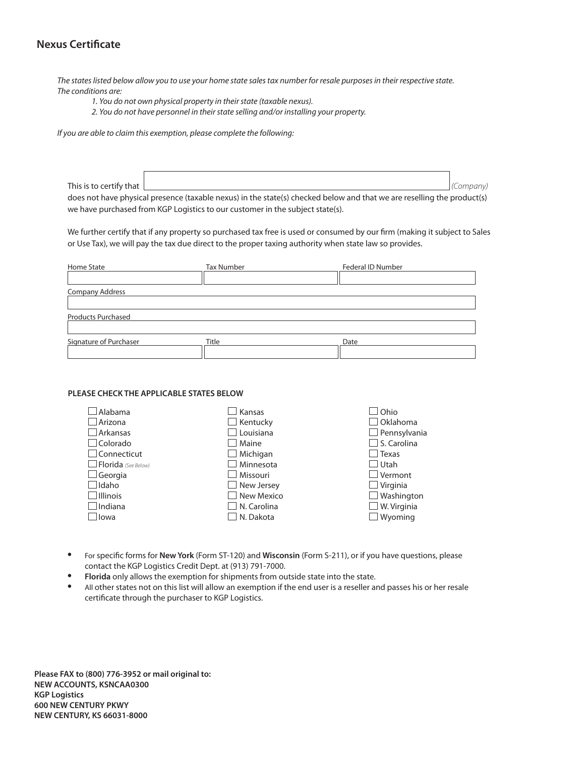## Nexus Certificate

*The states listed below allow you to use your home state sales tax number for resale purposes in their respective state. The conditions are:*

*1. You do not own physical property in their state (taxable nexus).*
*2. You do not have personnel in their state selling and/or installing your property.*

*If you are able to claim this exemption, please complete the following:*

This is to certify that ______________________________ *(Company)* does not have physical presence (taxable nexus) in the state(s) checked below and that we are reselling the product(s) we have purchased from KGP Logistics to our customer in the subject state(s).

We further certify that if any property so purchased tax free is used or consumed by our firm (making it subject to Sales or Use Tax), we will pay the tax due direct to the proper taxing authority when state law so provides.

| Home State | Tax Number | Federal ID Number |
|---|---|---|
| | | |

| Company Address |
|---|
| |

| Products Purchased |
|---|
| |

| Signature of Purchaser | Title | Date |
|---|---|---|
| | | |

**PLEASE CHECK THE APPLICABLE STATES BELOW**

| | | |
|---|---|---|
| ☐ Alabama | ☐ Kansas | ☐ Ohio |
| ☐ Arizona | ☐ Kentucky | ☐ Oklahoma |
| ☐ Arkansas | ☐ Louisiana | ☐ Pennsylvania |
| ☐ Colorado | ☐ Maine | ☐ S. Carolina |
| ☐ Connecticut | ☐ Michigan | ☐ Texas |
| ☐ Florida *(See Below)* | ☐ Minnesota | ☐ Utah |
| ☐ Georgia | ☐ Missouri | ☐ Vermont |
| ☐ Idaho | ☐ New Jersey | ☐ Virginia |
| ☐ Illinois | ☐ New Mexico | ☐ Washington |
| ☐ Indiana | ☐ N. Carolina | ☐ W. Virginia |
| ☐ Iowa | ☐ N. Dakota | ☐ Wyoming |

- For specific forms for **New York** (Form ST-120) and **Wisconsin** (Form S-211), or if you have questions, please contact the KGP Logistics Credit Dept. at (913) 791-7000.
- **Florida** only allows the exemption for shipments from outside state into the state.
- All other states not on this list will allow an exemption if the end user is a reseller and passes his or her resale certificate through the purchaser to KGP Logistics.

**Please FAX to (800) 776-3952 or mail original to:**
**NEW ACCOUNTS, KSNCAA0300**
**KGP Logistics**
**600 NEW CENTURY PKWY**
**NEW CENTURY, KS 66031-8000**